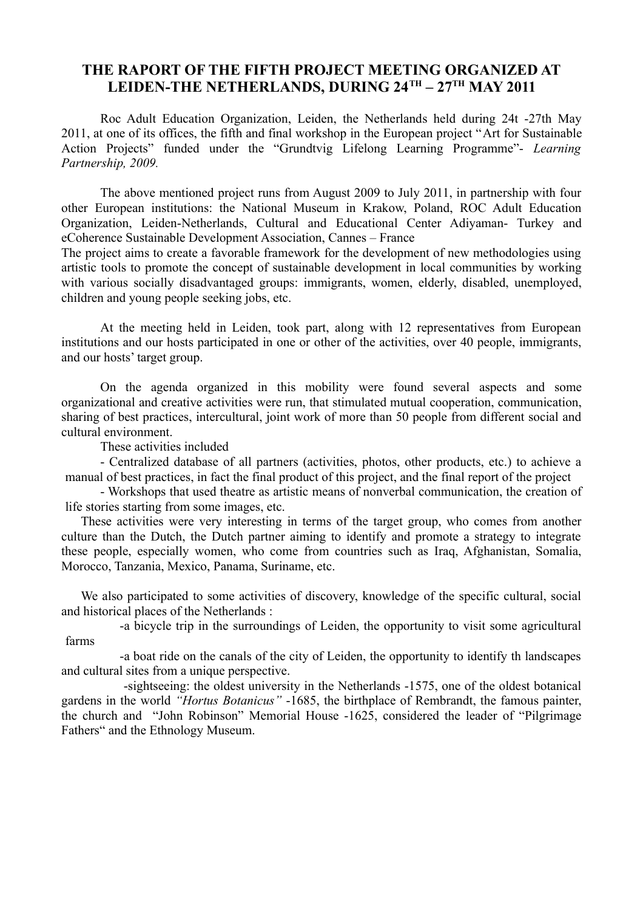# THE RAPORT OF THE FIFTH PROJECT MEETING ORGANIZED AT LEIDEN-THE NETHERLANDS, DURING 24TH – 27TH MAY 2011

Roc Adult Education Organization, Leiden, the Netherlands held during 24t -27th May 2011, at one of its offices, the fifth and final workshop in the European project "Art for Sustainable Action Projects" funded under the "Grundtvig Lifelong Learning Programme"- *Learning Partnership, 2009.*

The above mentioned project runs from August 2009 to July 2011, in partnership with four other European institutions: the National Museum in Krakow, Poland, ROC Adult Education Organization, Leiden-Netherlands, Cultural and Educational Center Adiyaman- Turkey and eCoherence Sustainable Development Association, Cannes – France

The project aims to create a favorable framework for the development of new methodologies using artistic tools to promote the concept of sustainable development in local communities by working with various socially disadvantaged groups: immigrants, women, elderly, disabled, unemployed, children and young people seeking jobs, etc.

At the meeting held in Leiden, took part, along with 12 representatives from European institutions and our hosts participated in one or other of the activities, over 40 people, immigrants, and our hosts' target group.

On the agenda organized in this mobility were found several aspects and some organizational and creative activities were run, that stimulated mutual cooperation, communication, sharing of best practices, intercultural, joint work of more than 50 people from different social and cultural environment.

These activities included

- Centralized database of all partners (activities, photos, other products, etc.) to achieve a manual of best practices, in fact the final product of this project, and the final report of the project
- Workshops that used theatre as artistic means of nonverbal communication, the creation of life stories starting from some images, etc.

These activities were very interesting in terms of the target group, who comes from another culture than the Dutch, the Dutch partner aiming to identify and promote a strategy to integrate these people, especially women, who come from countries such as Iraq, Afghanistan, Somalia, Morocco, Tanzania, Mexico, Panama, Suriname, etc.

We also participated to some activities of discovery, knowledge of the specific cultural, social and historical places of the Netherlands :

-a bicycle trip in the surroundings of Leiden, the opportunity to visit some agricultural farms

-a boat ride on the canals of the city of Leiden, the opportunity to identify th landscapes and cultural sites from a unique perspective.

-sightseeing: the oldest university in the Netherlands -1575, one of the oldest botanical gardens in the world *"Hortus Botanicus"* -1685, the birthplace of Rembrandt, the famous painter, the church and "John Robinson" Memorial House -1625, considered the leader of "Pilgrimage Fathers" and the Ethnology Museum.